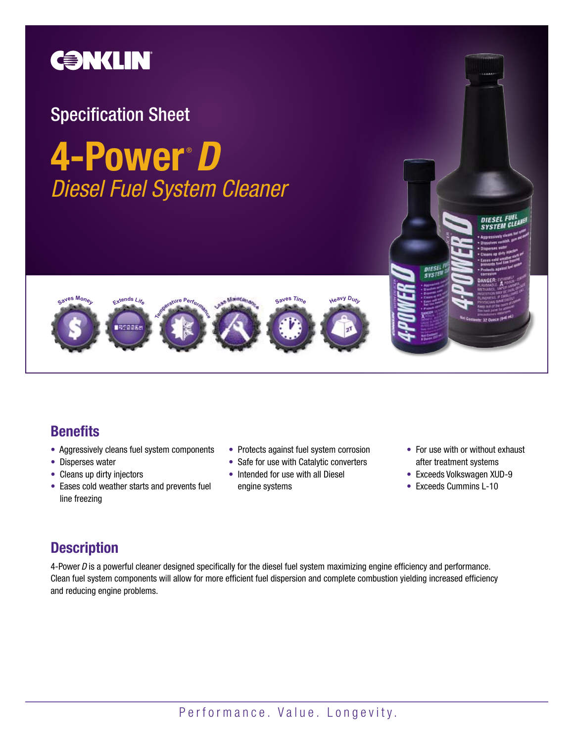CONKLIN

Specification Sheet

# 4-Power® *D*

*Diesel Fuel System Cleaner*

Saves Money · Extends Life · Temperature Performance · Less Maintenance · Saves Time · Heavy Duty

## Benefits

- Aggressively cleans fuel system components
- Disperses water
- Cleans up dirty injectors
- Eases cold weather starts and prevents fuel line freezing
- Protects against fuel system corrosion
- Safe for use with Catalytic converters
- Intended for use with all Diesel engine systems
- For use with or without exhaust after treatment systems
- Exceeds Volkswagen XUD-9
- Exceeds Cummins L-10

## Description

4-Power *D* is a powerful cleaner designed specifically for the diesel fuel system maximizing engine efficiency and performance. Clean fuel system components will allow for more efficient fuel dispersion and complete combustion yielding increased efficiency and reducing engine problems.

Performance. Value. Longevity.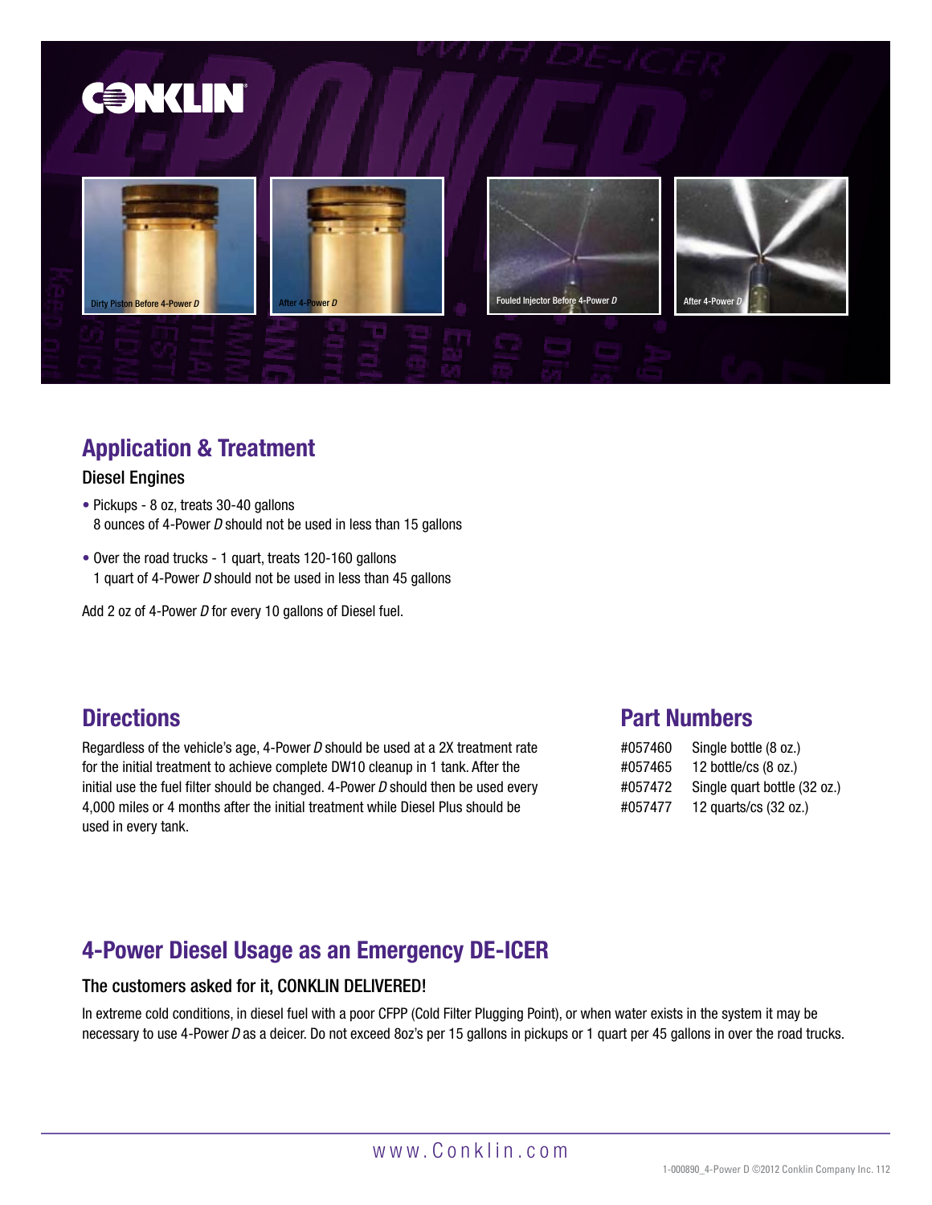Dirty Piston Before 4-Power *D*

After 4-Power *D*

Fouled Injector Before 4-Power *D*

After 4-Power *D*

## Application & Treatment

### Diesel Engines

- Pickups - 8 oz, treats 30-40 gallons
  8 ounces of 4-Power *D* should not be used in less than 15 gallons
- Over the road trucks - 1 quart, treats 120-160 gallons
  1 quart of 4-Power *D* should not be used in less than 45 gallons

Add 2 oz of 4-Power *D* for every 10 gallons of Diesel fuel.

## Directions

Regardless of the vehicle's age, 4-Power *D* should be used at a 2X treatment rate for the initial treatment to achieve complete DW10 cleanup in 1 tank. After the initial use the fuel filter should be changed. 4-Power *D* should then be used every 4,000 miles or 4 months after the initial treatment while Diesel Plus should be used in every tank.

## Part Numbers

| | |
|---|---|
| #057460 | Single bottle (8 oz.) |
| #057465 | 12 bottle/cs (8 oz.) |
| #057472 | Single quart bottle (32 oz.) |
| #057477 | 12 quarts/cs (32 oz.) |

## 4-Power Diesel Usage as an Emergency DE-ICER

### The customers asked for it, CONKLIN DELIVERED!

In extreme cold conditions, in diesel fuel with a poor CFPP (Cold Filter Plugging Point), or when water exists in the system it may be necessary to use 4-Power *D* as a deicer. Do not exceed 8oz's per 15 gallons in pickups or 1 quart per 45 gallons in over the road trucks.

www.Conklin.com

1-000890_4-Power D ©2012 Conklin Company Inc. 112